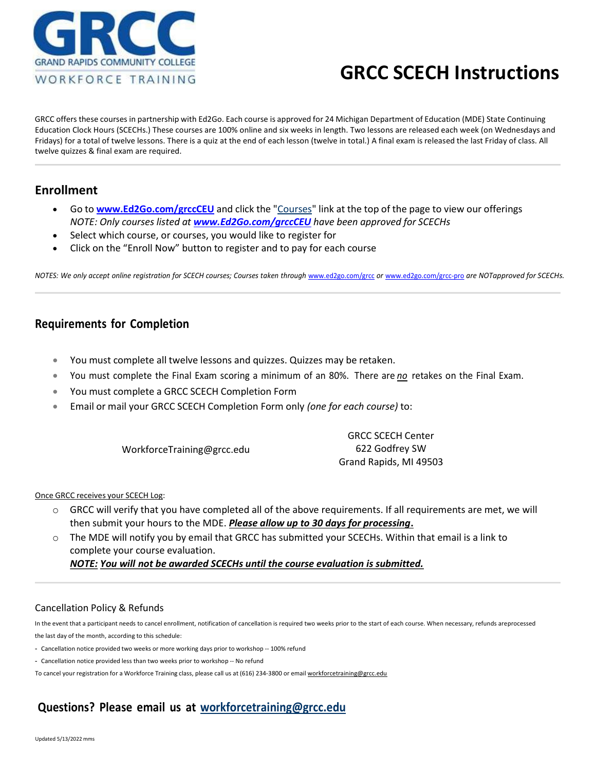GRAND RAPIDS COMMUNITY COLLEGE
WORKFORCE TRAINING

# GRCC SCECH Instructions

GRCC offers these courses in partnership with Ed2Go. Each course is approved for 24 Michigan Department of Education (MDE) State Continuing Education Clock Hours (SCECHs.) These courses are 100% online and six weeks in length. Two lessons are released each week (on Wednesdays and Fridays) for a total of twelve lessons. There is a quiz at the end of each lesson (twelve in total.) A final exam is released the last Friday of class. All twelve quizzes & final exam are required.

---

## Enrollment

- Go to **www.Ed2Go.com/grccCEU** and click the "Courses" link at the top of the page to view our offerings
  *NOTE: Only courses listed at **www.Ed2Go.com/grccCEU** have been approved for SCECHs*
- Select which course, or courses, you would like to register for
- Click on the "Enroll Now" button to register and to pay for each course

*NOTES: We only accept online registration for SCECH courses; Courses taken through www.ed2go.com/grcc or www.ed2go.com/grcc-pro are NOTapproved for SCECHs.*

---

## Requirements for Completion

- You must complete all twelve lessons and quizzes. Quizzes may be retaken.
- You must complete the Final Exam scoring a minimum of an 80%. There are ***no*** retakes on the Final Exam.
- You must complete a GRCC SCECH Completion Form
- Email or mail your GRCC SCECH Completion Form only *(one for each course)* to:

WorkforceTraining@grcc.edu

GRCC SCECH Center
622 Godfrey SW
Grand Rapids, MI 49503

Once GRCC receives your SCECH Log:

- GRCC will verify that you have completed all of the above requirements. If all requirements are met, we will then submit your hours to the MDE. ***Please allow up to 30 days for processing.***
- The MDE will notify you by email that GRCC has submitted your SCECHs. Within that email is a link to complete your course evaluation.
  ***NOTE: You will not be awarded SCECHs until the course evaluation is submitted.***

---

### Cancellation Policy & Refunds

In the event that a participant needs to cancel enrollment, notification of cancellation is required two weeks prior to the start of each course. When necessary, refunds areprocessed the last day of the month, according to this schedule:

- Cancellation notice provided two weeks or more working days prior to workshop -- 100% refund
- Cancellation notice provided less than two weeks prior to workshop -- No refund

To cancel your registration for a Workforce Training class, please call us at (616) 234-3800 or email workforcetraining@grcc.edu

## Questions? Please email us at workforcetraining@grcc.edu

Updated 5/13/2022 mms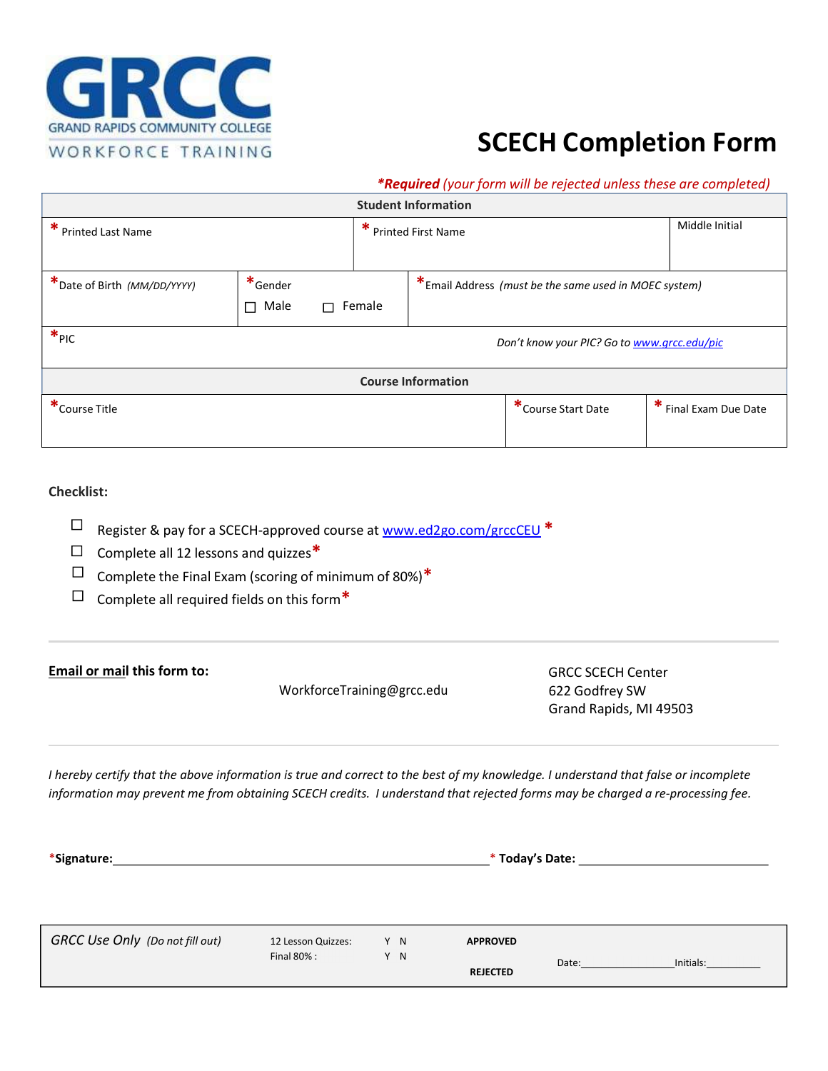GRCC
GRAND RAPIDS COMMUNITY COLLEGE
WORKFORCE TRAINING

# SCECH Completion Form

***Required** (your form will be rejected unless these are completed)*

| Student Information | | | | |
|---|---|---|---|---|
| * Printed Last Name | | * Printed First Name | | Middle Initial |
| *Date of Birth *(MM/DD/YYYY)* | *Gender ☐ Male ☐ Female | *Email Address *(must be the same used in MOEC system)* | | |
| *PIC | | *Don't know your PIC? Go to [www.grcc.edu/pic](www.grcc.edu/pic)* | | |

| Course Information | | |
|---|---|---|
| *Course Title | *Course Start Date | * Final Exam Due Date |

**Checklist:**

- ☐ Register & pay for a SCECH-approved course at [www.ed2go.com/grccCEU](www.ed2go.com/grccCEU) *
- ☐ Complete all 12 lessons and quizzes*
- ☐ Complete the Final Exam (scoring of minimum of 80%)*
- ☐ Complete all required fields on this form*

**Email or mail this form to:**

WorkforceTraining@grcc.edu

GRCC SCECH Center
622 Godfrey SW
Grand Rapids, MI 49503

*I hereby certify that the above information is true and correct to the best of my knowledge. I understand that false or incomplete information may prevent me from obtaining SCECH credits. I understand that rejected forms may be charged a re-processing fee.*

***Signature:**\_\_\_\_\_\_\_\_\_\_\_\_\_\_\_\_\_\_\_\_\_\_\_\_\_\_\_\_\_\_\_\_\_\_\_\_ * **Today's Date:** \_\_\_\_\_\_\_\_\_\_\_\_\_\_\_\_\_\_\_\_

| | | | | |
|---|---|---|---|---|
| *GRCC Use Only (Do not fill out)* | 12 Lesson Quizzes: | Y N | **APPROVED** | |
| | Final 80% : | Y N | | Date:\_\_\_\_\_\_\_\_\_\_\_\_Initials:\_\_\_\_\_\_\_\_ |
| | | | **REJECTED** | |